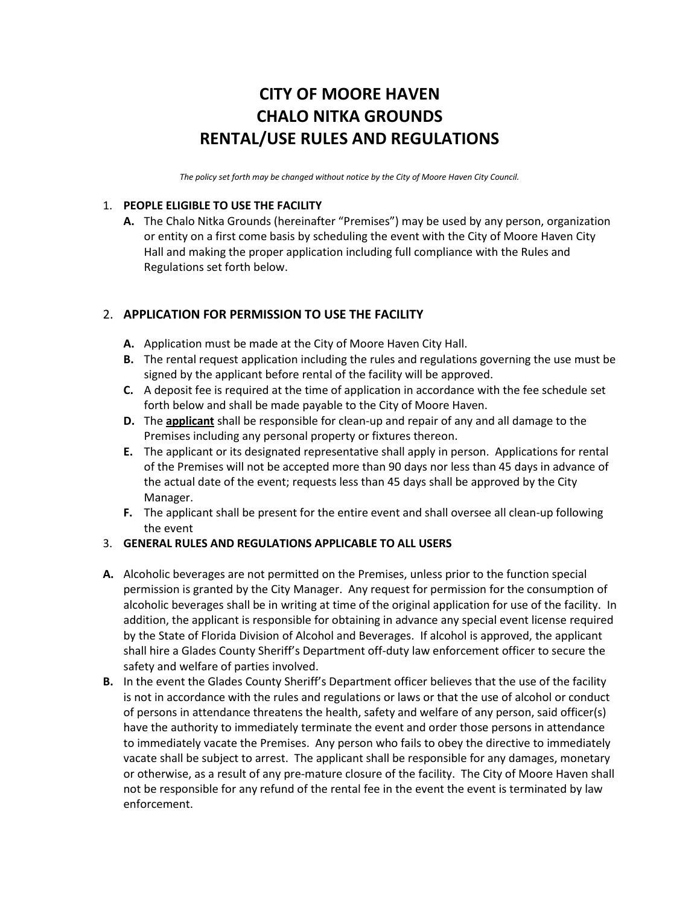# CITY OF MOORE HAVEN
# CHALO NITKA GROUNDS
# RENTAL/USE RULES AND REGULATIONS

*The policy set forth may be changed without notice by the City of Moore Haven City Council.*

1. **PEOPLE ELIGIBLE TO USE THE FACILITY**
   - **A.** The Chalo Nitka Grounds (hereinafter "Premises") may be used by any person, organization or entity on a first come basis by scheduling the event with the City of Moore Haven City Hall and making the proper application including full compliance with the Rules and Regulations set forth below.

2. **APPLICATION FOR PERMISSION TO USE THE FACILITY**
   - **A.** Application must be made at the City of Moore Haven City Hall.
   - **B.** The rental request application including the rules and regulations governing the use must be signed by the applicant before rental of the facility will be approved.
   - **C.** A deposit fee is required at the time of application in accordance with the fee schedule set forth below and shall be made payable to the City of Moore Haven.
   - **D.** The **<u>applicant</u>** shall be responsible for clean-up and repair of any and all damage to the Premises including any personal property or fixtures thereon.
   - **E.** The applicant or its designated representative shall apply in person. Applications for rental of the Premises will not be accepted more than 90 days nor less than 45 days in advance of the actual date of the event; requests less than 45 days shall be approved by the City Manager.
   - **F.** The applicant shall be present for the entire event and shall oversee all clean-up following the event

3. **GENERAL RULES AND REGULATIONS APPLICABLE TO ALL USERS**

**A.** Alcoholic beverages are not permitted on the Premises, unless prior to the function special permission is granted by the City Manager. Any request for permission for the consumption of alcoholic beverages shall be in writing at time of the original application for use of the facility. In addition, the applicant is responsible for obtaining in advance any special event license required by the State of Florida Division of Alcohol and Beverages. If alcohol is approved, the applicant shall hire a Glades County Sheriff's Department off-duty law enforcement officer to secure the safety and welfare of parties involved.

**B.** In the event the Glades County Sheriff's Department officer believes that the use of the facility is not in accordance with the rules and regulations or laws or that the use of alcohol or conduct of persons in attendance threatens the health, safety and welfare of any person, said officer(s) have the authority to immediately terminate the event and order those persons in attendance to immediately vacate the Premises. Any person who fails to obey the directive to immediately vacate shall be subject to arrest. The applicant shall be responsible for any damages, monetary or otherwise, as a result of any pre-mature closure of the facility. The City of Moore Haven shall not be responsible for any refund of the rental fee in the event the event is terminated by law enforcement.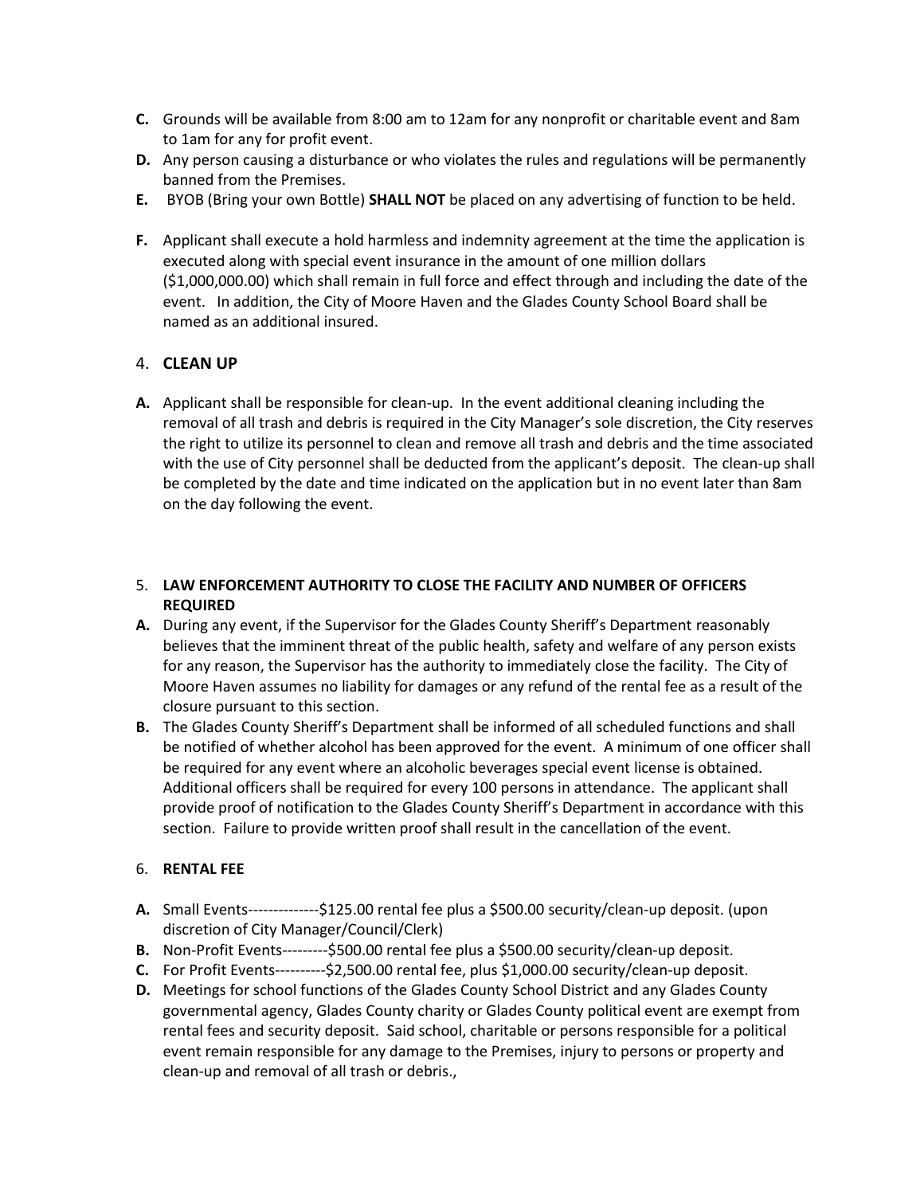**C.** Grounds will be available from 8:00 am to 12am for any nonprofit or charitable event and 8am to 1am for any for profit event.

**D.** Any person causing a disturbance or who violates the rules and regulations will be permanently banned from the Premises.

**E.** BYOB (Bring your own Bottle) **SHALL NOT** be placed on any advertising of function to be held.

**F.** Applicant shall execute a hold harmless and indemnity agreement at the time the application is executed along with special event insurance in the amount of one million dollars ($1,000,000.00) which shall remain in full force and effect through and including the date of the event. In addition, the City of Moore Haven and the Glades County School Board shall be named as an additional insured.

4. **CLEAN UP**

**A.** Applicant shall be responsible for clean-up. In the event additional cleaning including the removal of all trash and debris is required in the City Manager's sole discretion, the City reserves the right to utilize its personnel to clean and remove all trash and debris and the time associated with the use of City personnel shall be deducted from the applicant's deposit. The clean-up shall be completed by the date and time indicated on the application but in no event later than 8am on the day following the event.

5. **LAW ENFORCEMENT AUTHORITY TO CLOSE THE FACILITY AND NUMBER OF OFFICERS REQUIRED**

**A.** During any event, if the Supervisor for the Glades County Sheriff's Department reasonably believes that the imminent threat of the public health, safety and welfare of any person exists for any reason, the Supervisor has the authority to immediately close the facility. The City of Moore Haven assumes no liability for damages or any refund of the rental fee as a result of the closure pursuant to this section.

**B.** The Glades County Sheriff's Department shall be informed of all scheduled functions and shall be notified of whether alcohol has been approved for the event. A minimum of one officer shall be required for any event where an alcoholic beverages special event license is obtained. Additional officers shall be required for every 100 persons in attendance. The applicant shall provide proof of notification to the Glades County Sheriff's Department in accordance with this section. Failure to provide written proof shall result in the cancellation of the event.

6. **RENTAL FEE**

**A.** Small Events--------------$125.00 rental fee plus a $500.00 security/clean-up deposit. (upon discretion of City Manager/Council/Clerk)

**B.** Non-Profit Events---------$500.00 rental fee plus a $500.00 security/clean-up deposit.

**C.** For Profit Events----------$2,500.00 rental fee, plus $1,000.00 security/clean-up deposit.

**D.** Meetings for school functions of the Glades County School District and any Glades County governmental agency, Glades County charity or Glades County political event are exempt from rental fees and security deposit. Said school, charitable or persons responsible for a political event remain responsible for any damage to the Premises, injury to persons or property and clean-up and removal of all trash or debris.,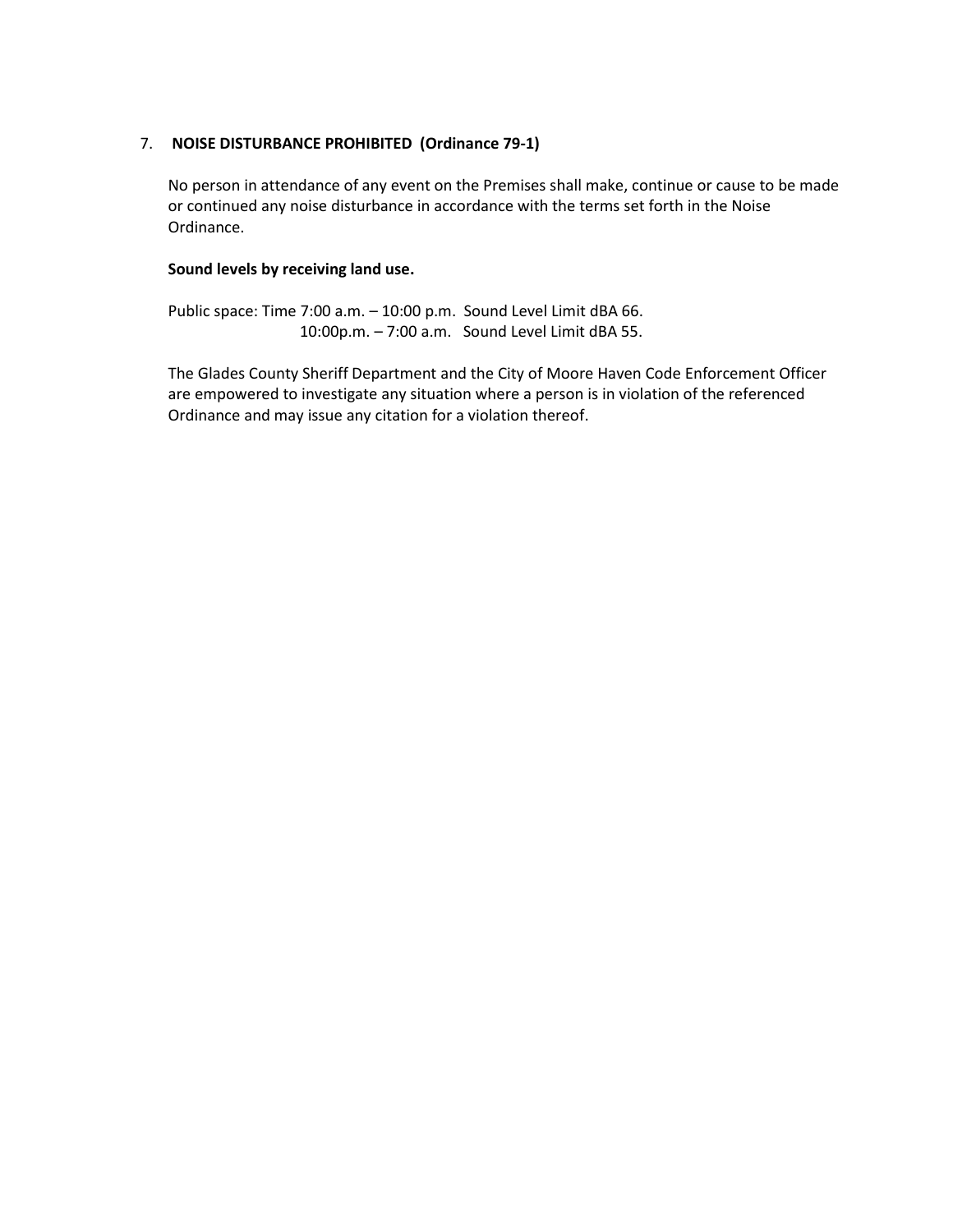7. **NOISE DISTURBANCE PROHIBITED (Ordinance 79-1)**

No person in attendance of any event on the Premises shall make, continue or cause to be made or continued any noise disturbance in accordance with the terms set forth in the Noise Ordinance.

**Sound levels by receiving land use.**

Public space: Time 7:00 a.m. – 10:00 p.m. Sound Level Limit dBA 66.
10:00p.m. – 7:00 a.m. Sound Level Limit dBA 55.

The Glades County Sheriff Department and the City of Moore Haven Code Enforcement Officer are empowered to investigate any situation where a person is in violation of the referenced Ordinance and may issue any citation for a violation thereof.